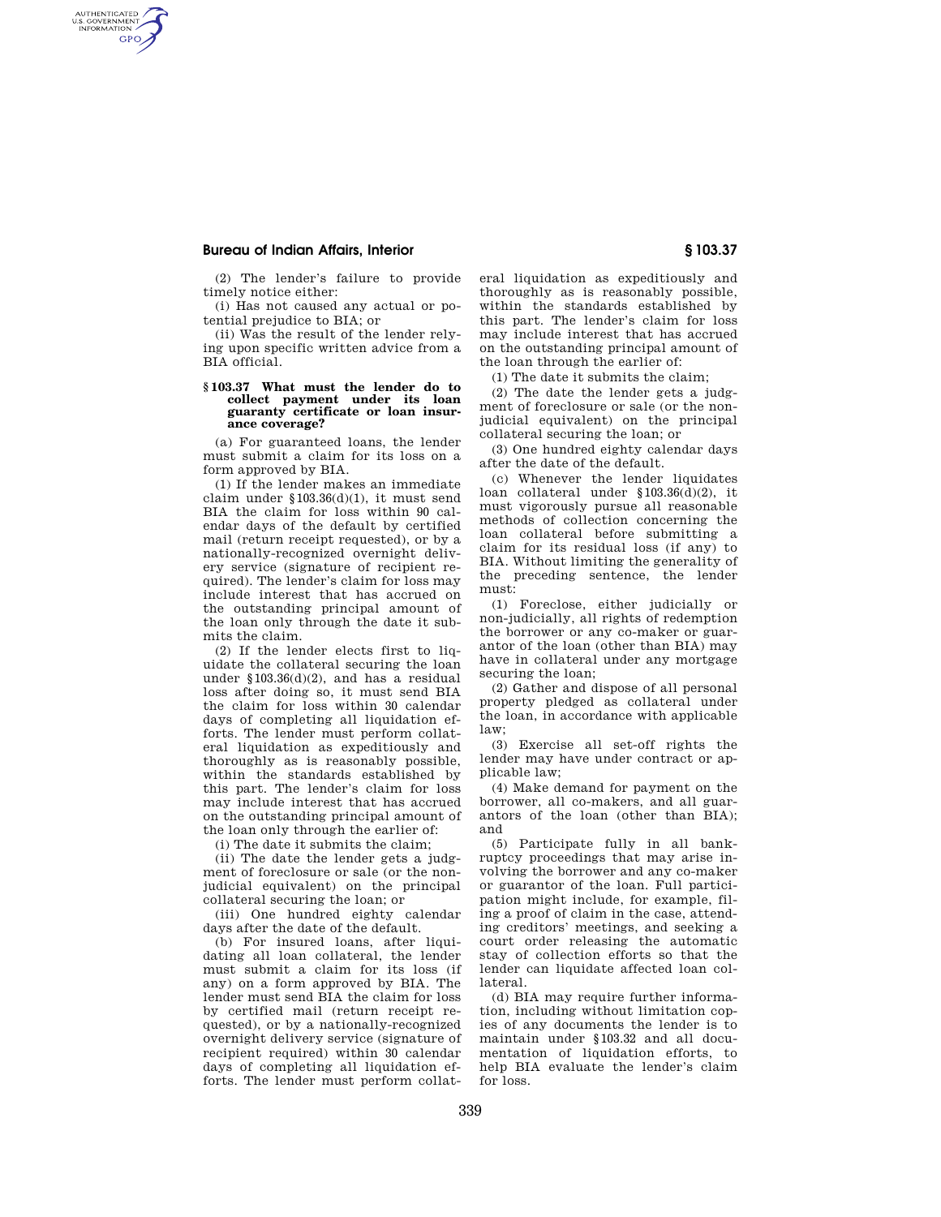(2) The lender's failure to provide timely notice either:

(i) Has not caused any actual or potential prejudice to BIA; or

(ii) Was the result of the lender relying upon specific written advice from a BIA official.

### § 103.37 What must the lender do to collect payment under its loan guaranty certificate or loan insurance coverage?

(a) For guaranteed loans, the lender must submit a claim for its loss on a form approved by BIA.

(1) If the lender makes an immediate claim under §103.36(d)(1), it must send BIA the claim for loss within 90 calendar days of the default by certified mail (return receipt requested), or by a nationally-recognized overnight delivery service (signature of recipient required). The lender's claim for loss may include interest that has accrued on the outstanding principal amount of the loan only through the date it submits the claim.

(2) If the lender elects first to liquidate the collateral securing the loan under §103.36(d)(2), and has a residual loss after doing so, it must send BIA the claim for loss within 30 calendar days of completing all liquidation efforts. The lender must perform collateral liquidation as expeditiously and thoroughly as is reasonably possible, within the standards established by this part. The lender's claim for loss may include interest that has accrued on the outstanding principal amount of the loan only through the earlier of:

(i) The date it submits the claim;

(ii) The date the lender gets a judgment of foreclosure or sale (or the non-judicial equivalent) on the principal collateral securing the loan; or

(iii) One hundred eighty calendar days after the date of the default.

(b) For insured loans, after liquidating all loan collateral, the lender must submit a claim for its loss (if any) on a form approved by BIA. The lender must send BIA the claim for loss by certified mail (return receipt requested), or by a nationally-recognized overnight delivery service (signature of recipient required) within 30 calendar days of completing all liquidation efforts. The lender must perform collateral liquidation as expeditiously and thoroughly as is reasonably possible, within the standards established by this part. The lender's claim for loss may include interest that has accrued on the outstanding principal amount of the loan through the earlier of:

(1) The date it submits the claim;

(2) The date the lender gets a judgment of foreclosure or sale (or the non-judicial equivalent) on the principal collateral securing the loan; or

(3) One hundred eighty calendar days after the date of the default.

(c) Whenever the lender liquidates loan collateral under §103.36(d)(2), it must vigorously pursue all reasonable methods of collection concerning the loan collateral before submitting a claim for its residual loss (if any) to BIA. Without limiting the generality of the preceding sentence, the lender must:

(1) Foreclose, either judicially or non-judicially, all rights of redemption the borrower or any co-maker or guarantor of the loan (other than BIA) may have in collateral under any mortgage securing the loan;

(2) Gather and dispose of all personal property pledged as collateral under the loan, in accordance with applicable law;

(3) Exercise all set-off rights the lender may have under contract or applicable law;

(4) Make demand for payment on the borrower, all co-makers, and all guarantors of the loan (other than BIA); and

(5) Participate fully in all bankruptcy proceedings that may arise involving the borrower and any co-maker or guarantor of the loan. Full participation might include, for example, filing a proof of claim in the case, attending creditors' meetings, and seeking a court order releasing the automatic stay of collection efforts so that the lender can liquidate affected loan collateral.

(d) BIA may require further information, including without limitation copies of any documents the lender is to maintain under §103.32 and all documentation of liquidation efforts, to help BIA evaluate the lender's claim for loss.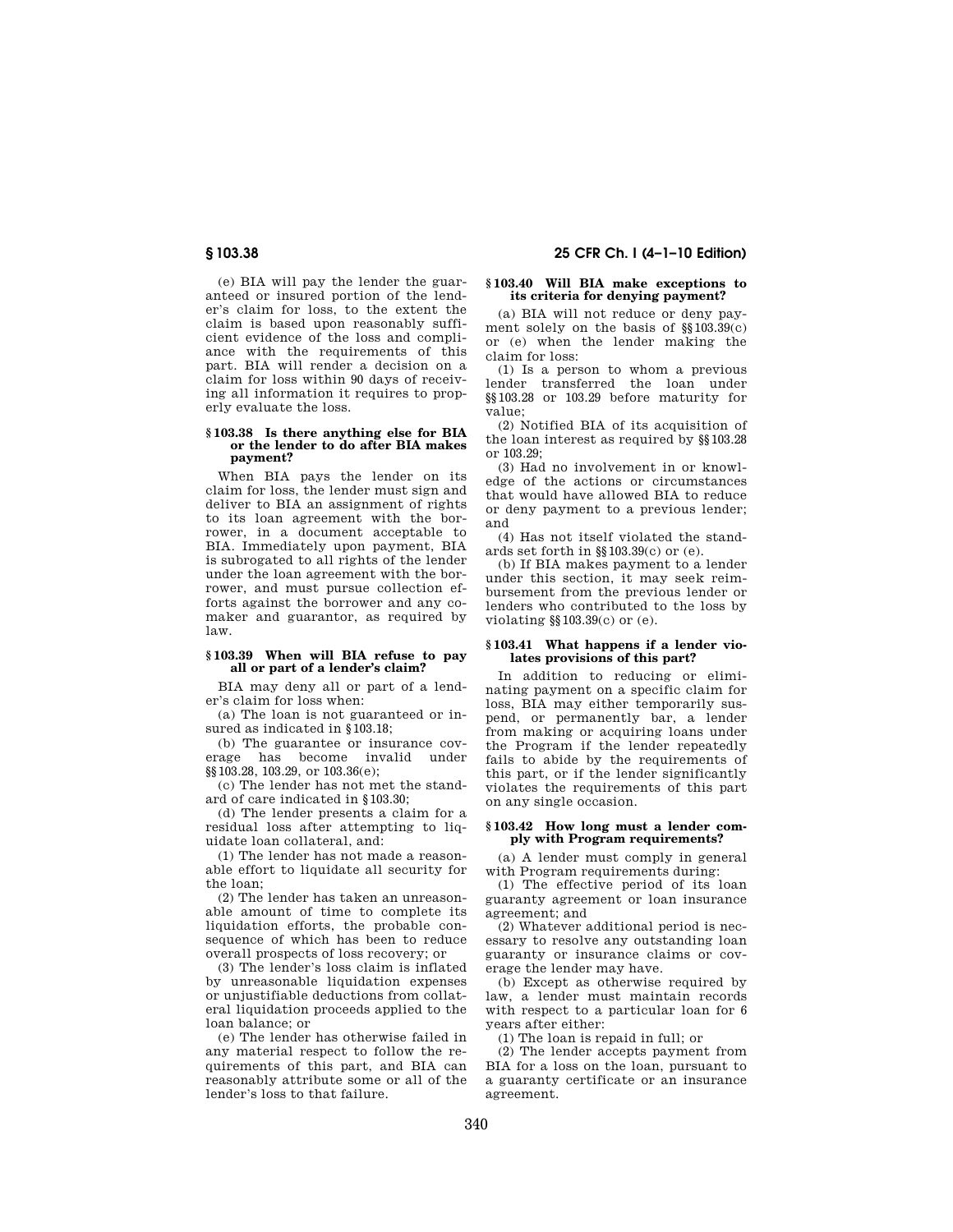(e) BIA will pay the lender the guaranteed or insured portion of the lender's claim for loss, to the extent the claim is based upon reasonably sufficient evidence of the loss and compliance with the requirements of this part. BIA will render a decision on a claim for loss within 90 days of receiving all information it requires to properly evaluate the loss.

### § 103.38 Is there anything else for BIA or the lender to do after BIA makes payment?

When BIA pays the lender on its claim for loss, the lender must sign and deliver to BIA an assignment of rights to its loan agreement with the borrower, in a document acceptable to BIA. Immediately upon payment, BIA is subrogated to all rights of the lender under the loan agreement with the borrower, and must pursue collection efforts against the borrower and any comaker and guarantor, as required by law.

### § 103.39 When will BIA refuse to pay all or part of a lender's claim?

BIA may deny all or part of a lender's claim for loss when:

(a) The loan is not guaranteed or insured as indicated in § 103.18;

(b) The guarantee or insurance coverage has become invalid under §§ 103.28, 103.29, or 103.36(e);

(c) The lender has not met the standard of care indicated in § 103.30;

(d) The lender presents a claim for a residual loss after attempting to liquidate loan collateral, and:

(1) The lender has not made a reasonable effort to liquidate all security for the loan;

(2) The lender has taken an unreasonable amount of time to complete its liquidation efforts, the probable consequence of which has been to reduce overall prospects of loss recovery; or

(3) The lender's loss claim is inflated by unreasonable liquidation expenses or unjustifiable deductions from collateral liquidation proceeds applied to the loan balance; or

(e) The lender has otherwise failed in any material respect to follow the requirements of this part, and BIA can reasonably attribute some or all of the lender's loss to that failure.

### § 103.40 Will BIA make exceptions to its criteria for denying payment?

(a) BIA will not reduce or deny payment solely on the basis of §§ 103.39(c) or (e) when the lender making the claim for loss:

(1) Is a person to whom a previous lender transferred the loan under §§ 103.28 or 103.29 before maturity for value;

(2) Notified BIA of its acquisition of the loan interest as required by §§ 103.28 or 103.29;

(3) Had no involvement in or knowledge of the actions or circumstances that would have allowed BIA to reduce or deny payment to a previous lender; and

(4) Has not itself violated the standards set forth in §§ 103.39(c) or (e).

(b) If BIA makes payment to a lender under this section, it may seek reimbursement from the previous lender or lenders who contributed to the loss by violating §§ 103.39(c) or (e).

### § 103.41 What happens if a lender violates provisions of this part?

In addition to reducing or eliminating payment on a specific claim for loss, BIA may either temporarily suspend, or permanently bar, a lender from making or acquiring loans under the Program if the lender repeatedly fails to abide by the requirements of this part, or if the lender significantly violates the requirements of this part on any single occasion.

### § 103.42 How long must a lender comply with Program requirements?

(a) A lender must comply in general with Program requirements during:

(1) The effective period of its loan guaranty agreement or loan insurance agreement; and

(2) Whatever additional period is necessary to resolve any outstanding loan guaranty or insurance claims or coverage the lender may have.

(b) Except as otherwise required by law, a lender must maintain records with respect to a particular loan for 6 years after either:

(1) The loan is repaid in full; or

(2) The lender accepts payment from BIA for a loss on the loan, pursuant to a guaranty certificate or an insurance agreement.